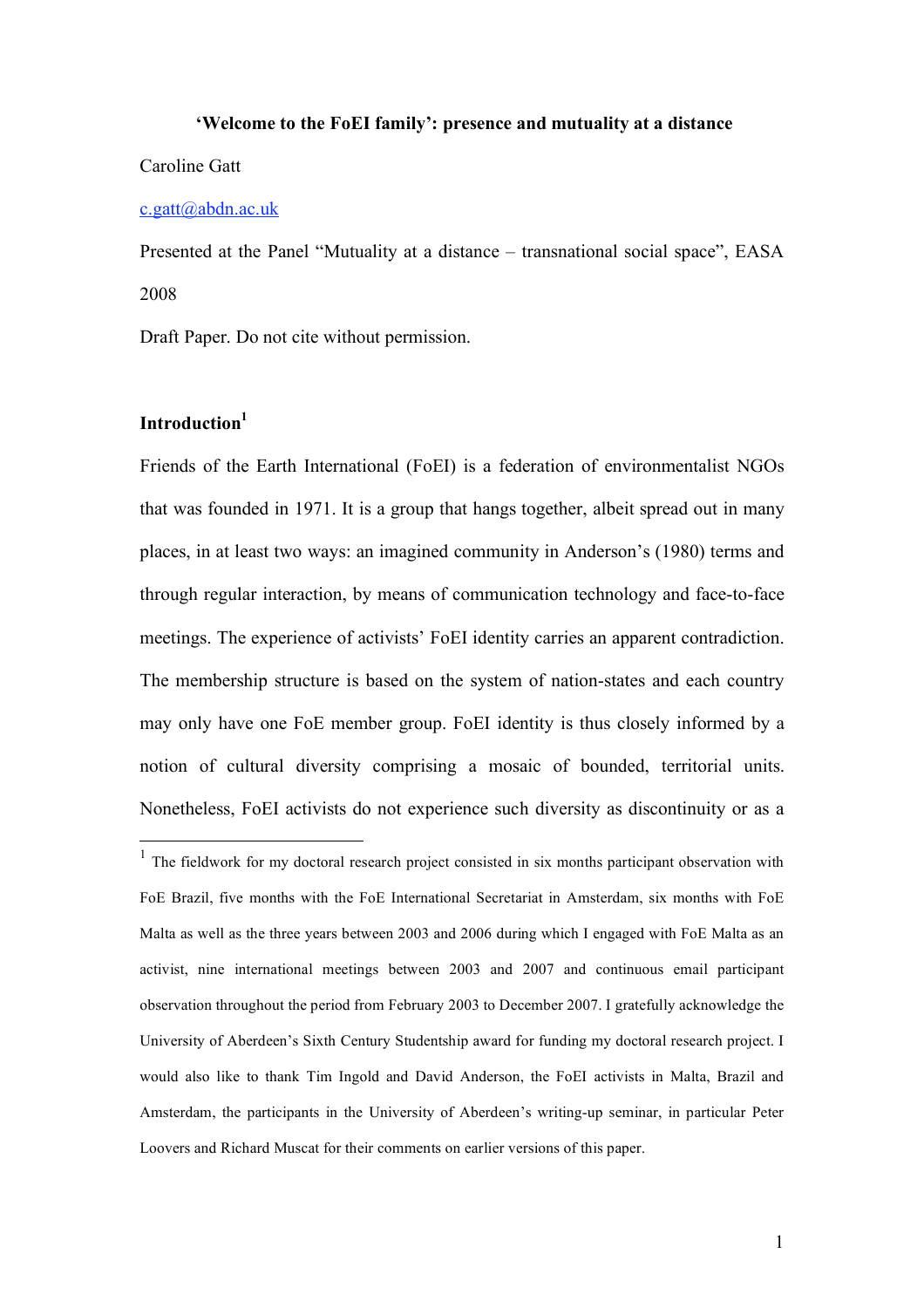**‘Welcome to the FoEI family’: presence and mutuality at a distance**

Caroline Gatt

c.gatt@abdn.ac.uk

Presented at the Panel “Mutuality at a distance – transnational social space”, EASA 2008

Draft Paper. Do not cite without permission.

## Introduction[1]

Friends of the Earth International (FoEI) is a federation of environmentalist NGOs that was founded in 1971. It is a group that hangs together, albeit spread out in many places, in at least two ways: an imagined community in Anderson’s (1980) terms and through regular interaction, by means of communication technology and face-to-face meetings. The experience of activists’ FoEI identity carries an apparent contradiction. The membership structure is based on the system of nation-states and each country may only have one FoE member group. FoEI identity is thus closely informed by a notion of cultural diversity comprising a mosaic of bounded, territorial units. Nonetheless, FoEI activists do not experience such diversity as discontinuity or as a

[1] The fieldwork for my doctoral research project consisted in six months participant observation with FoE Brazil, five months with the FoE International Secretariat in Amsterdam, six months with FoE Malta as well as the three years between 2003 and 2006 during which I engaged with FoE Malta as an activist, nine international meetings between 2003 and 2007 and continuous email participant observation throughout the period from February 2003 to December 2007. I gratefully acknowledge the University of Aberdeen’s Sixth Century Studentship award for funding my doctoral research project. I would also like to thank Tim Ingold and David Anderson, the FoEI activists in Malta, Brazil and Amsterdam, the participants in the University of Aberdeen’s writing-up seminar, in particular Peter Loovers and Richard Muscat for their comments on earlier versions of this paper.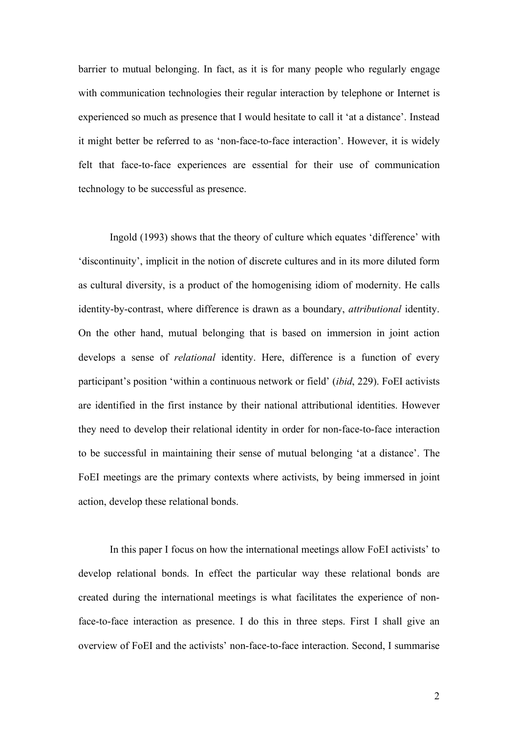barrier to mutual belonging. In fact, as it is for many people who regularly engage with communication technologies their regular interaction by telephone or Internet is experienced so much as presence that I would hesitate to call it 'at a distance'. Instead it might better be referred to as 'non-face-to-face interaction'. However, it is widely felt that face-to-face experiences are essential for their use of communication technology to be successful as presence.

Ingold (1993) shows that the theory of culture which equates 'difference' with 'discontinuity', implicit in the notion of discrete cultures and in its more diluted form as cultural diversity, is a product of the homogenising idiom of modernity. He calls identity-by-contrast, where difference is drawn as a boundary, *attributional* identity. On the other hand, mutual belonging that is based on immersion in joint action develops a sense of *relational* identity. Here, difference is a function of every participant's position 'within a continuous network or field' (*ibid*, 229). FoEI activists are identified in the first instance by their national attributional identities. However they need to develop their relational identity in order for non-face-to-face interaction to be successful in maintaining their sense of mutual belonging 'at a distance'. The FoEI meetings are the primary contexts where activists, by being immersed in joint action, develop these relational bonds.

In this paper I focus on how the international meetings allow FoEI activists' to develop relational bonds. In effect the particular way these relational bonds are created during the international meetings is what facilitates the experience of non-face-to-face interaction as presence. I do this in three steps. First I shall give an overview of FoEI and the activists' non-face-to-face interaction. Second, I summarise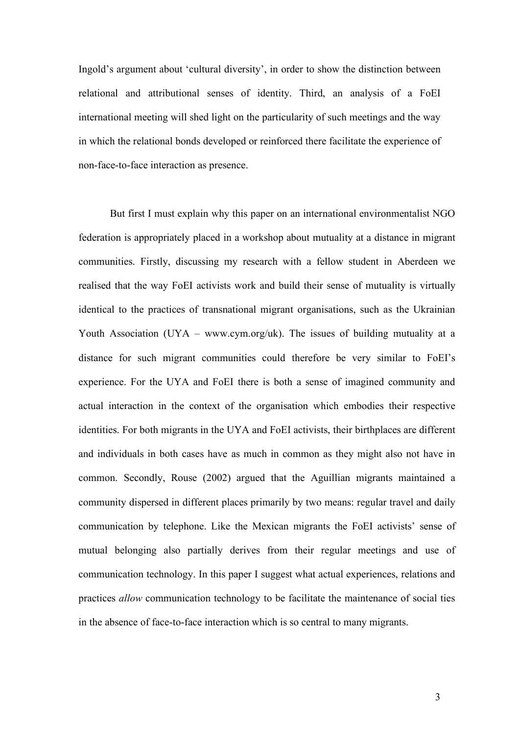Ingold's argument about 'cultural diversity', in order to show the distinction between relational and attributional senses of identity. Third, an analysis of a FoEI international meeting will shed light on the particularity of such meetings and the way in which the relational bonds developed or reinforced there facilitate the experience of non-face-to-face interaction as presence.

But first I must explain why this paper on an international environmentalist NGO federation is appropriately placed in a workshop about mutuality at a distance in migrant communities. Firstly, discussing my research with a fellow student in Aberdeen we realised that the way FoEI activists work and build their sense of mutuality is virtually identical to the practices of transnational migrant organisations, such as the Ukrainian Youth Association (UYA – www.cym.org/uk). The issues of building mutuality at a distance for such migrant communities could therefore be very similar to FoEI's experience. For the UYA and FoEI there is both a sense of imagined community and actual interaction in the context of the organisation which embodies their respective identities. For both migrants in the UYA and FoEI activists, their birthplaces are different and individuals in both cases have as much in common as they might also not have in common. Secondly, Rouse (2002) argued that the Aguillian migrants maintained a community dispersed in different places primarily by two means: regular travel and daily communication by telephone. Like the Mexican migrants the FoEI activists' sense of mutual belonging also partially derives from their regular meetings and use of communication technology. In this paper I suggest what actual experiences, relations and practices *allow* communication technology to be facilitate the maintenance of social ties in the absence of face-to-face interaction which is so central to many migrants.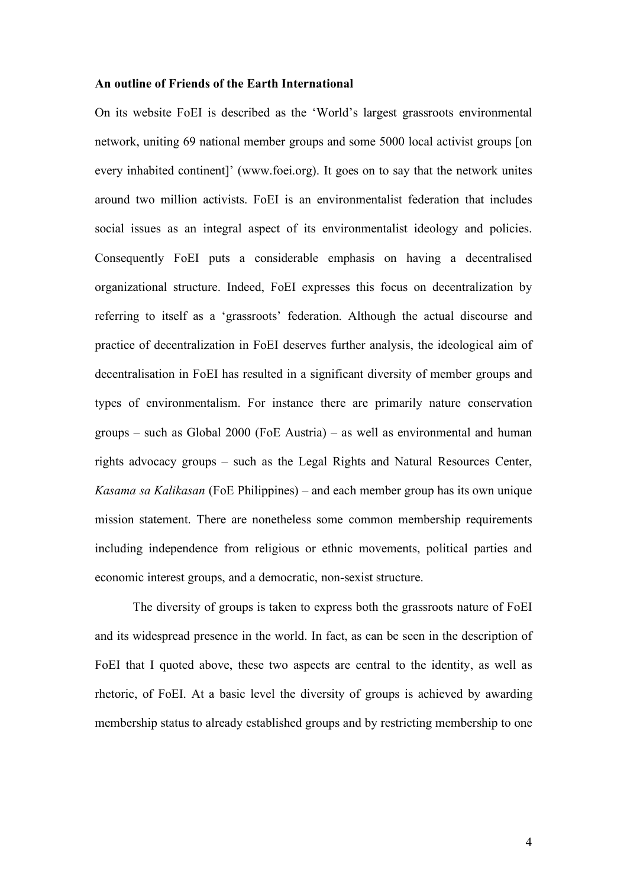**An outline of Friends of the Earth International**

On its website FoEI is described as the 'World's largest grassroots environmental network, uniting 69 national member groups and some 5000 local activist groups [on every inhabited continent]' (www.foei.org). It goes on to say that the network unites around two million activists. FoEI is an environmentalist federation that includes social issues as an integral aspect of its environmentalist ideology and policies. Consequently FoEI puts a considerable emphasis on having a decentralised organizational structure. Indeed, FoEI expresses this focus on decentralization by referring to itself as a 'grassroots' federation. Although the actual discourse and practice of decentralization in FoEI deserves further analysis, the ideological aim of decentralisation in FoEI has resulted in a significant diversity of member groups and types of environmentalism. For instance there are primarily nature conservation groups – such as Global 2000 (FoE Austria) – as well as environmental and human rights advocacy groups – such as the Legal Rights and Natural Resources Center, *Kasama sa Kalikasan* (FoE Philippines) – and each member group has its own unique mission statement. There are nonetheless some common membership requirements including independence from religious or ethnic movements, political parties and economic interest groups, and a democratic, non-sexist structure.

The diversity of groups is taken to express both the grassroots nature of FoEI and its widespread presence in the world. In fact, as can be seen in the description of FoEI that I quoted above, these two aspects are central to the identity, as well as rhetoric, of FoEI. At a basic level the diversity of groups is achieved by awarding membership status to already established groups and by restricting membership to one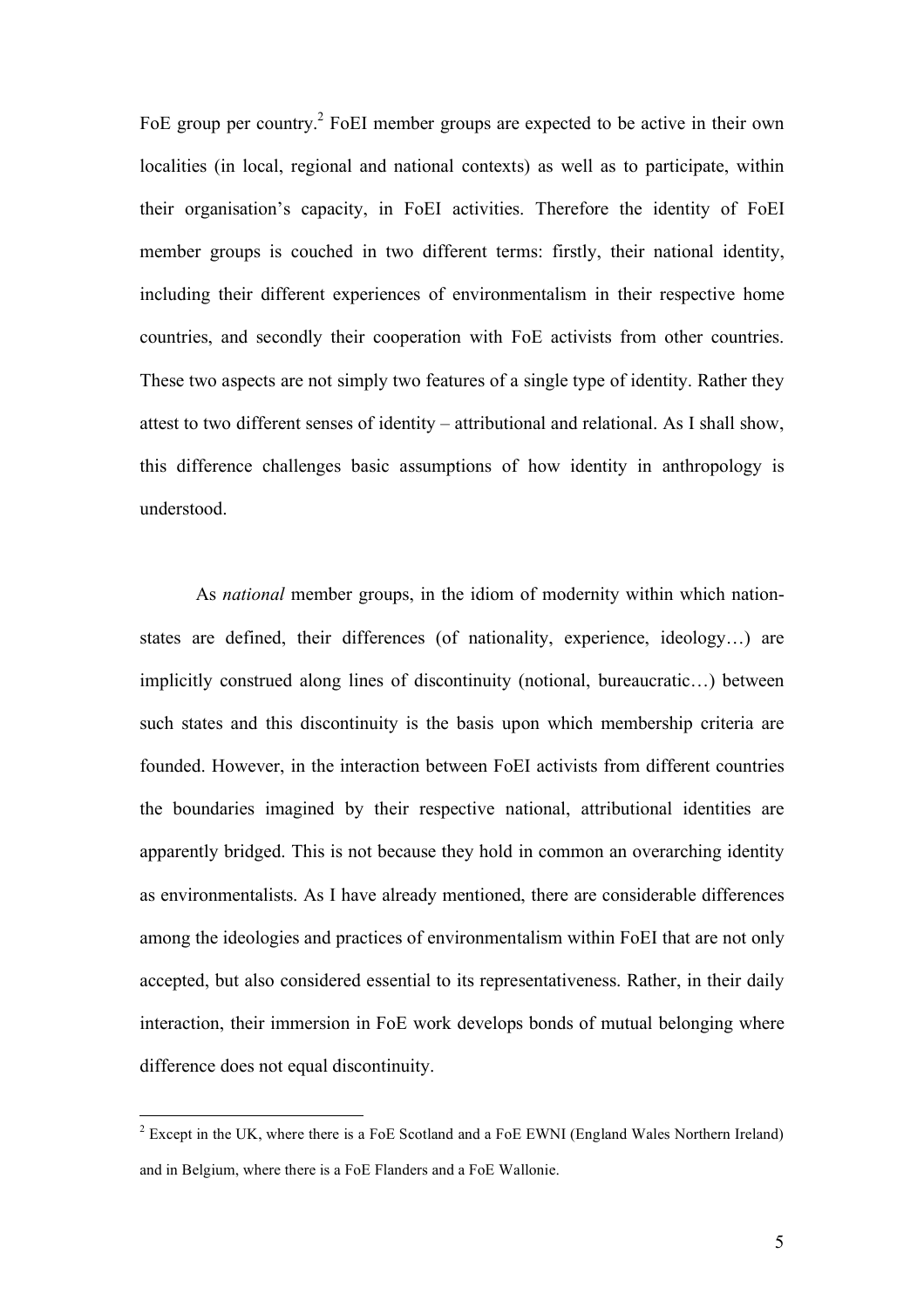FoE group per country.[2] FoEI member groups are expected to be active in their own localities (in local, regional and national contexts) as well as to participate, within their organisation's capacity, in FoEI activities. Therefore the identity of FoEI member groups is couched in two different terms: firstly, their national identity, including their different experiences of environmentalism in their respective home countries, and secondly their cooperation with FoE activists from other countries. These two aspects are not simply two features of a single type of identity. Rather they attest to two different senses of identity – attributional and relational. As I shall show, this difference challenges basic assumptions of how identity in anthropology is understood.

As *national* member groups, in the idiom of modernity within which nation-states are defined, their differences (of nationality, experience, ideology…) are implicitly construed along lines of discontinuity (notional, bureaucratic…) between such states and this discontinuity is the basis upon which membership criteria are founded. However, in the interaction between FoEI activists from different countries the boundaries imagined by their respective national, attributional identities are apparently bridged. This is not because they hold in common an overarching identity as environmentalists. As I have already mentioned, there are considerable differences among the ideologies and practices of environmentalism within FoEI that are not only accepted, but also considered essential to its representativeness. Rather, in their daily interaction, their immersion in FoE work develops bonds of mutual belonging where difference does not equal discontinuity.

---

[2] Except in the UK, where there is a FoE Scotland and a FoE EWNI (England Wales Northern Ireland) and in Belgium, where there is a FoE Flanders and a FoE Wallonie.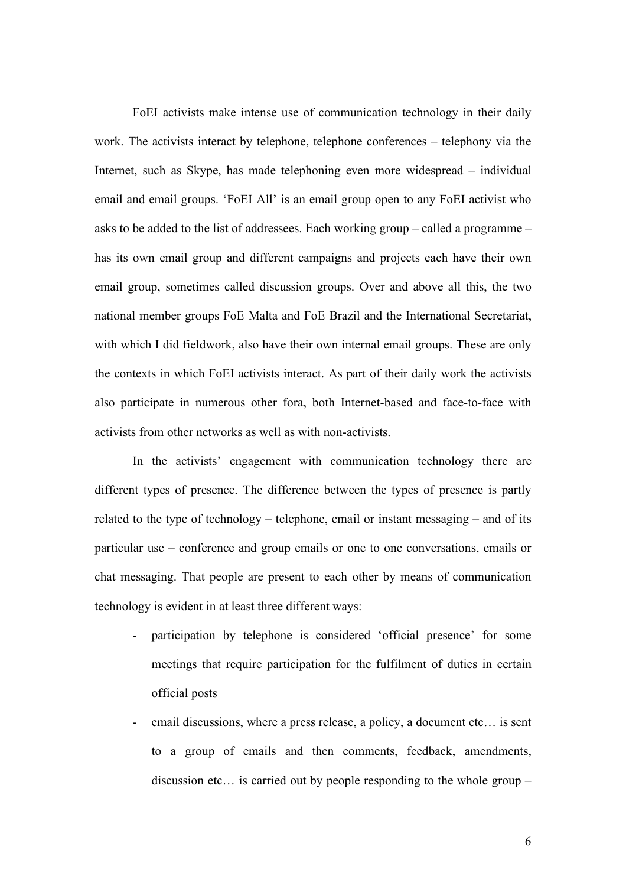FoEI activists make intense use of communication technology in their daily work. The activists interact by telephone, telephone conferences – telephony via the Internet, such as Skype, has made telephoning even more widespread – individual email and email groups. 'FoEI All' is an email group open to any FoEI activist who asks to be added to the list of addressees. Each working group – called a programme – has its own email group and different campaigns and projects each have their own email group, sometimes called discussion groups. Over and above all this, the two national member groups FoE Malta and FoE Brazil and the International Secretariat, with which I did fieldwork, also have their own internal email groups. These are only the contexts in which FoEI activists interact. As part of their daily work the activists also participate in numerous other fora, both Internet-based and face-to-face with activists from other networks as well as with non-activists.

In the activists' engagement with communication technology there are different types of presence. The difference between the types of presence is partly related to the type of technology – telephone, email or instant messaging – and of its particular use – conference and group emails or one to one conversations, emails or chat messaging. That people are present to each other by means of communication technology is evident in at least three different ways:

- participation by telephone is considered 'official presence' for some meetings that require participation for the fulfilment of duties in certain official posts
- email discussions, where a press release, a policy, a document etc… is sent to a group of emails and then comments, feedback, amendments, discussion etc… is carried out by people responding to the whole group –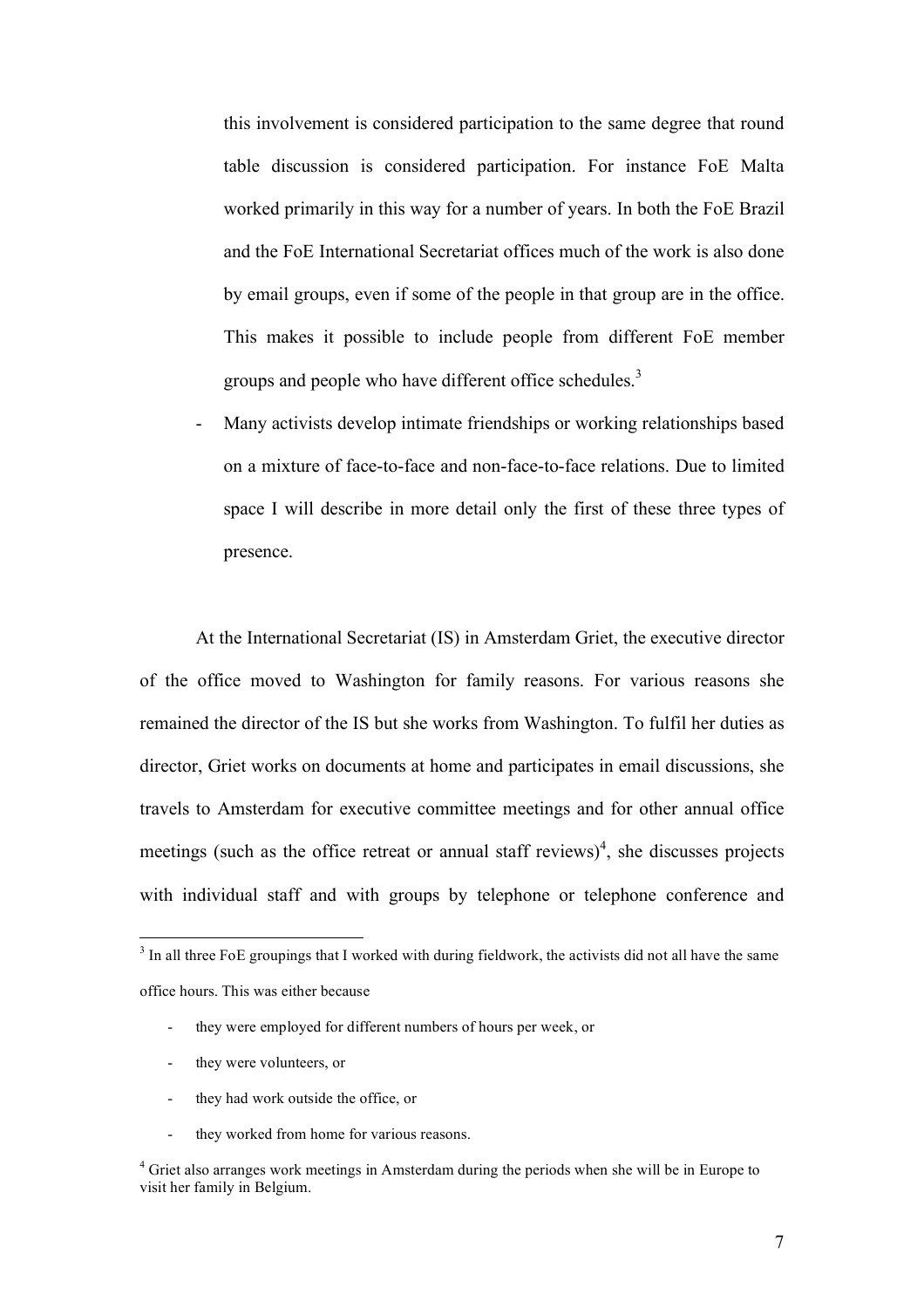this involvement is considered participation to the same degree that round table discussion is considered participation. For instance FoE Malta worked primarily in this way for a number of years. In both the FoE Brazil and the FoE International Secretariat offices much of the work is also done by email groups, even if some of the people in that group are in the office. This makes it possible to include people from different FoE member groups and people who have different office schedules.[3]

- Many activists develop intimate friendships or working relationships based on a mixture of face-to-face and non-face-to-face relations. Due to limited space I will describe in more detail only the first of these three types of presence.

At the International Secretariat (IS) in Amsterdam Griet, the executive director of the office moved to Washington for family reasons. For various reasons she remained the director of the IS but she works from Washington. To fulfil her duties as director, Griet works on documents at home and participates in email discussions, she travels to Amsterdam for executive committee meetings and for other annual office meetings (such as the office retreat or annual staff reviews)[4], she discusses projects with individual staff and with groups by telephone or telephone conference and

---

[3] In all three FoE groupings that I worked with during fieldwork, the activists did not all have the same office hours. This was either because

- they were employed for different numbers of hours per week, or
- they were volunteers, or
- they had work outside the office, or
- they worked from home for various reasons.

[4] Griet also arranges work meetings in Amsterdam during the periods when she will be in Europe to visit her family in Belgium.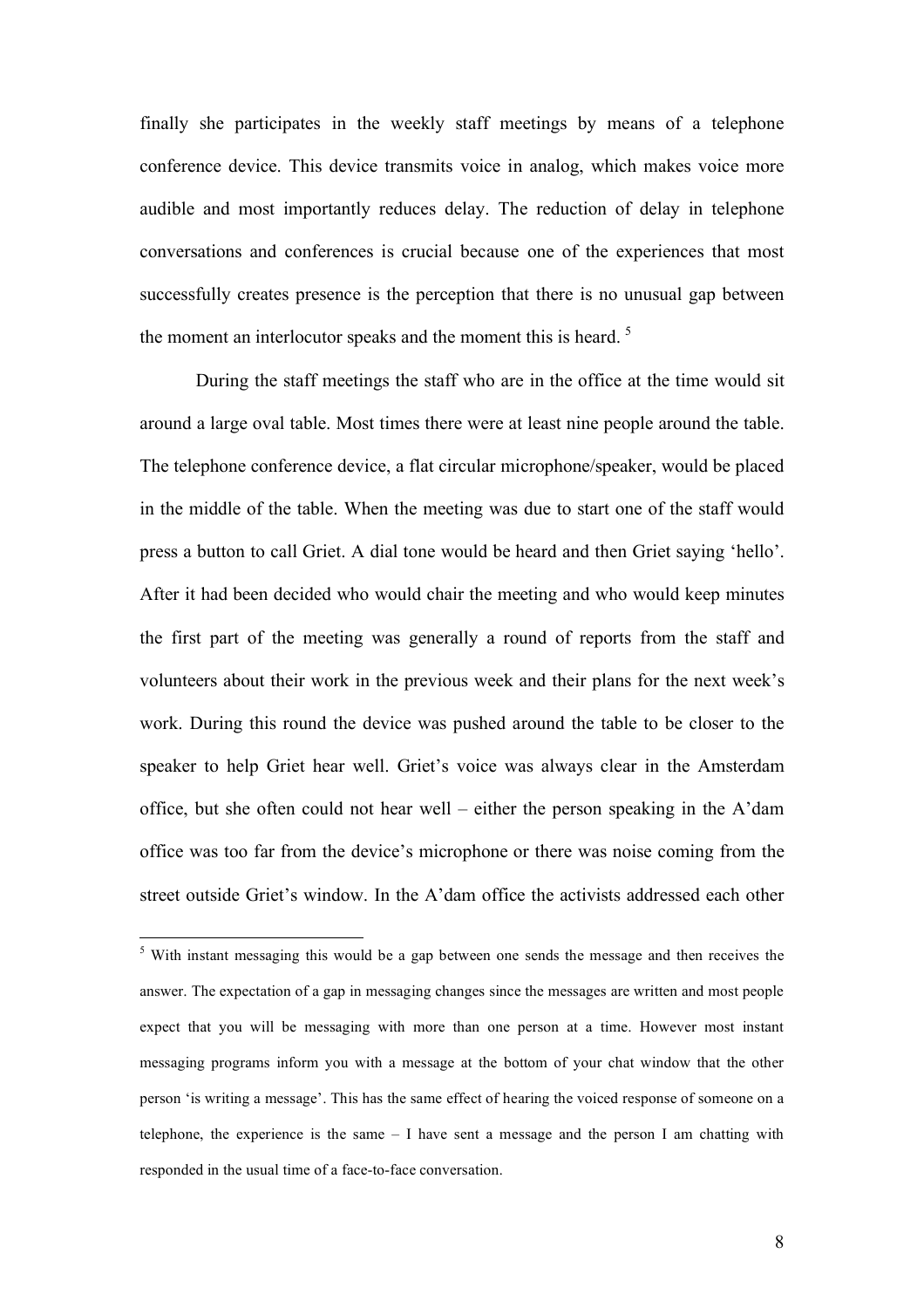finally she participates in the weekly staff meetings by means of a telephone conference device. This device transmits voice in analog, which makes voice more audible and most importantly reduces delay. The reduction of delay in telephone conversations and conferences is crucial because one of the experiences that most successfully creates presence is the perception that there is no unusual gap between the moment an interlocutor speaks and the moment this is heard. [5]

During the staff meetings the staff who are in the office at the time would sit around a large oval table. Most times there were at least nine people around the table. The telephone conference device, a flat circular microphone/speaker, would be placed in the middle of the table. When the meeting was due to start one of the staff would press a button to call Griet. A dial tone would be heard and then Griet saying 'hello'. After it had been decided who would chair the meeting and who would keep minutes the first part of the meeting was generally a round of reports from the staff and volunteers about their work in the previous week and their plans for the next week's work. During this round the device was pushed around the table to be closer to the speaker to help Griet hear well. Griet's voice was always clear in the Amsterdam office, but she often could not hear well – either the person speaking in the A'dam office was too far from the device's microphone or there was noise coming from the street outside Griet's window. In the A'dam office the activists addressed each other

---

[5] With instant messaging this would be a gap between one sends the message and then receives the answer. The expectation of a gap in messaging changes since the messages are written and most people expect that you will be messaging with more than one person at a time. However most instant messaging programs inform you with a message at the bottom of your chat window that the other person 'is writing a message'. This has the same effect of hearing the voiced response of someone on a telephone, the experience is the same – I have sent a message and the person I am chatting with responded in the usual time of a face-to-face conversation.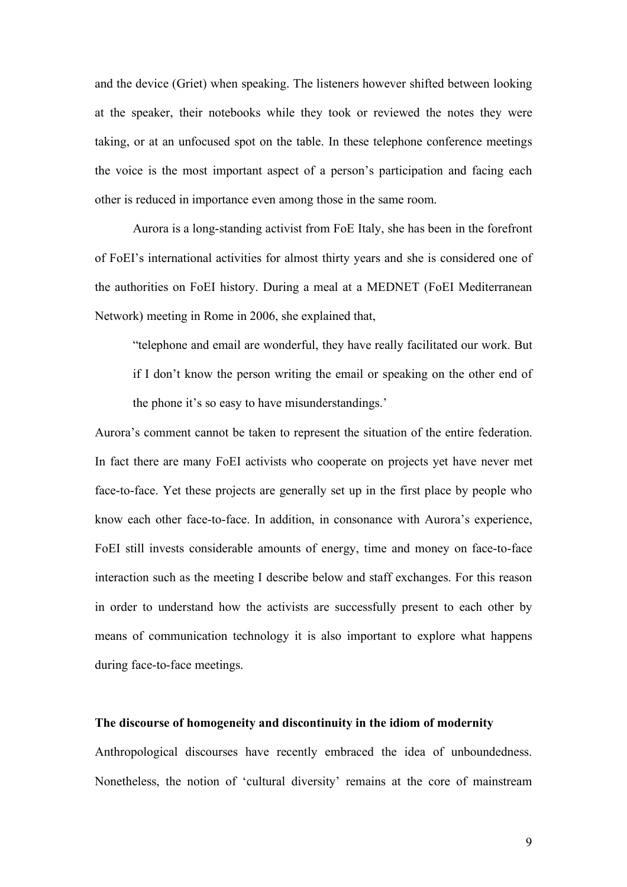and the device (Griet) when speaking. The listeners however shifted between looking at the speaker, their notebooks while they took or reviewed the notes they were taking, or at an unfocused spot on the table. In these telephone conference meetings the voice is the most important aspect of a person's participation and facing each other is reduced in importance even among those in the same room.

Aurora is a long-standing activist from FoE Italy, she has been in the forefront of FoEI's international activities for almost thirty years and she is considered one of the authorities on FoEI history. During a meal at a MEDNET (FoEI Mediterranean Network) meeting in Rome in 2006, she explained that,

> "telephone and email are wonderful, they have really facilitated our work. But if I don't know the person writing the email or speaking on the other end of the phone it's so easy to have misunderstandings.'

Aurora's comment cannot be taken to represent the situation of the entire federation. In fact there are many FoEI activists who cooperate on projects yet have never met face-to-face. Yet these projects are generally set up in the first place by people who know each other face-to-face. In addition, in consonance with Aurora's experience, FoEI still invests considerable amounts of energy, time and money on face-to-face interaction such as the meeting I describe below and staff exchanges. For this reason in order to understand how the activists are successfully present to each other by means of communication technology it is also important to explore what happens during face-to-face meetings.

**The discourse of homogeneity and discontinuity in the idiom of modernity**

Anthropological discourses have recently embraced the idea of unboundedness. Nonetheless, the notion of 'cultural diversity' remains at the core of mainstream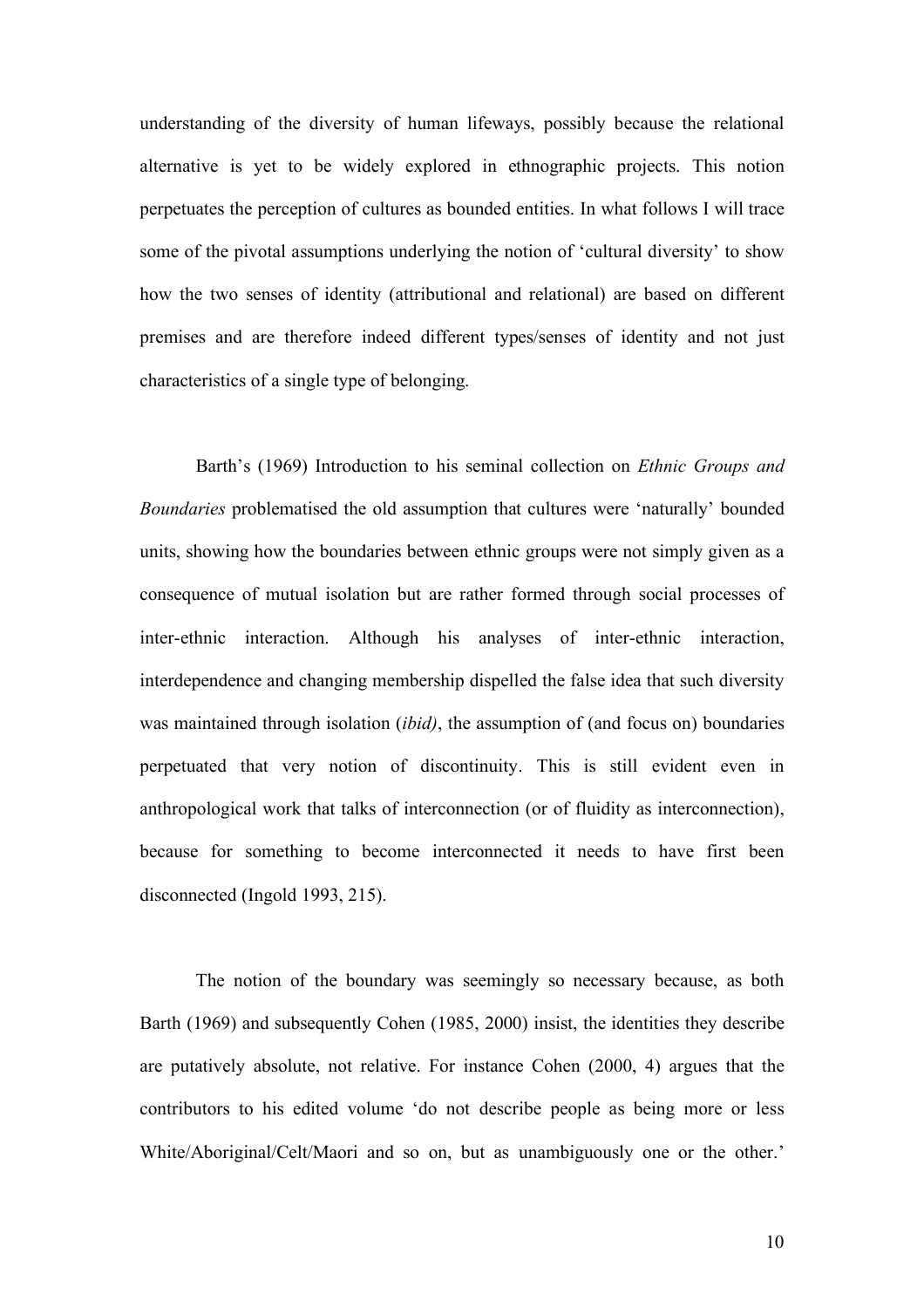understanding of the diversity of human lifeways, possibly because the relational alternative is yet to be widely explored in ethnographic projects. This notion perpetuates the perception of cultures as bounded entities. In what follows I will trace some of the pivotal assumptions underlying the notion of 'cultural diversity' to show how the two senses of identity (attributional and relational) are based on different premises and are therefore indeed different types/senses of identity and not just characteristics of a single type of belonging.

Barth's (1969) Introduction to his seminal collection on *Ethnic Groups and Boundaries* problematised the old assumption that cultures were 'naturally' bounded units, showing how the boundaries between ethnic groups were not simply given as a consequence of mutual isolation but are rather formed through social processes of inter-ethnic interaction. Although his analyses of inter-ethnic interaction, interdependence and changing membership dispelled the false idea that such diversity was maintained through isolation (*ibid)*, the assumption of (and focus on) boundaries perpetuated that very notion of discontinuity. This is still evident even in anthropological work that talks of interconnection (or of fluidity as interconnection), because for something to become interconnected it needs to have first been disconnected (Ingold 1993, 215).

The notion of the boundary was seemingly so necessary because, as both Barth (1969) and subsequently Cohen (1985, 2000) insist, the identities they describe are putatively absolute, not relative. For instance Cohen (2000, 4) argues that the contributors to his edited volume 'do not describe people as being more or less White/Aboriginal/Celt/Maori and so on, but as unambiguously one or the other.'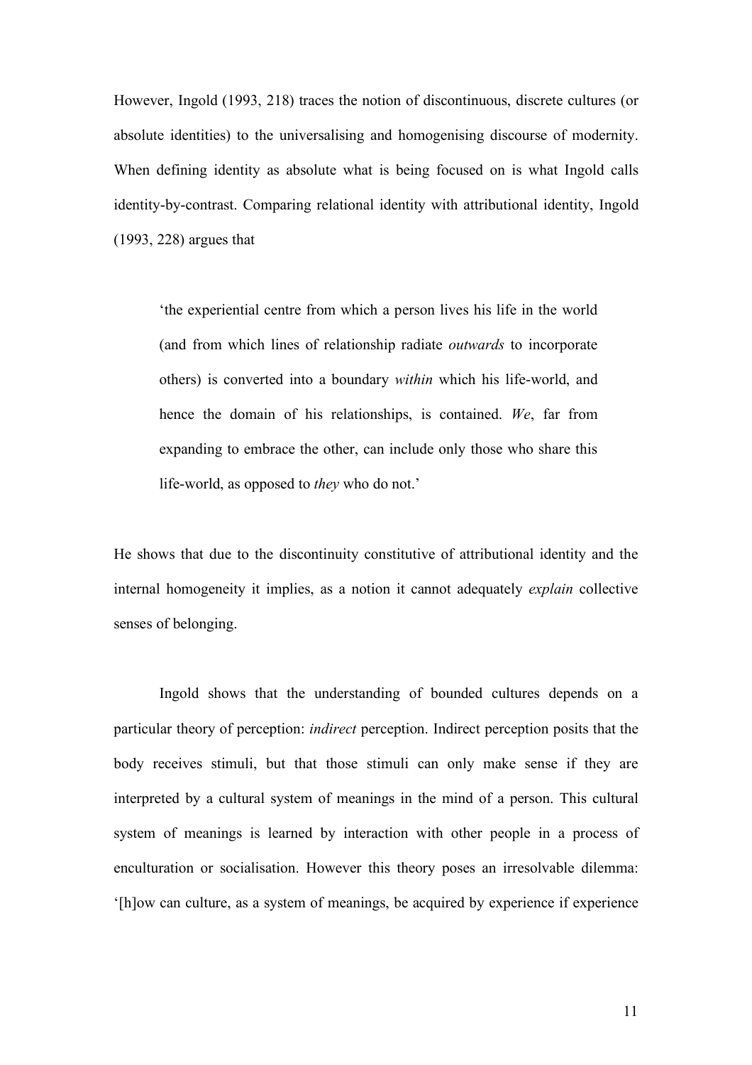However, Ingold (1993, 218) traces the notion of discontinuous, discrete cultures (or absolute identities) to the universalising and homogenising discourse of modernity. When defining identity as absolute what is being focused on is what Ingold calls identity-by-contrast. Comparing relational identity with attributional identity, Ingold (1993, 228) argues that

> 'the experiential centre from which a person lives his life in the world (and from which lines of relationship radiate *outwards* to incorporate others) is converted into a boundary *within* which his life-world, and hence the domain of his relationships, is contained. *We*, far from expanding to embrace the other, can include only those who share this life-world, as opposed to *they* who do not.'

He shows that due to the discontinuity constitutive of attributional identity and the internal homogeneity it implies, as a notion it cannot adequately *explain* collective senses of belonging.

Ingold shows that the understanding of bounded cultures depends on a particular theory of perception: *indirect* perception. Indirect perception posits that the body receives stimuli, but that those stimuli can only make sense if they are interpreted by a cultural system of meanings in the mind of a person. This cultural system of meanings is learned by interaction with other people in a process of enculturation or socialisation. However this theory poses an irresolvable dilemma: '[h]ow can culture, as a system of meanings, be acquired by experience if experience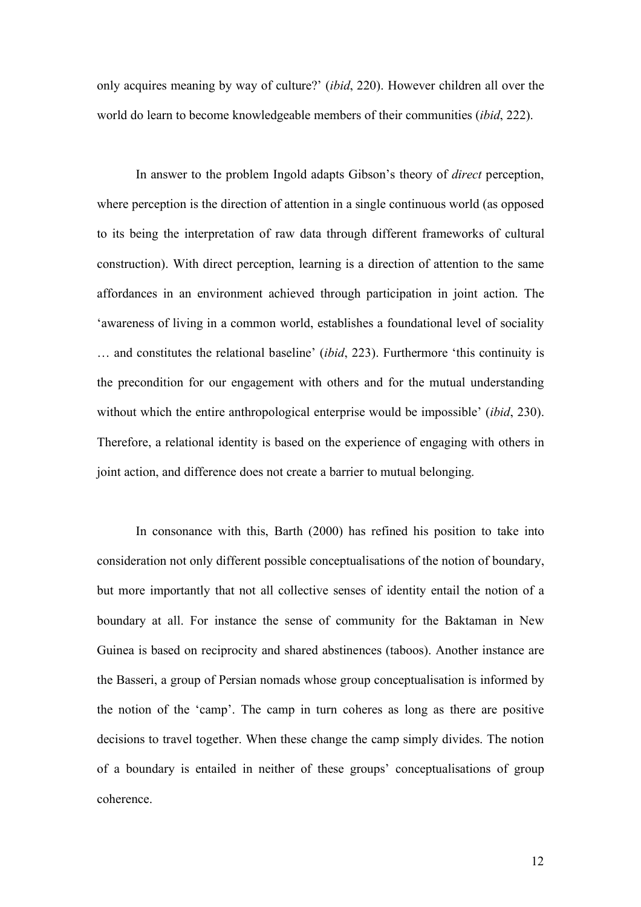only acquires meaning by way of culture?' (*ibid*, 220). However children all over the world do learn to become knowledgeable members of their communities (*ibid*, 222).

In answer to the problem Ingold adapts Gibson's theory of *direct* perception, where perception is the direction of attention in a single continuous world (as opposed to its being the interpretation of raw data through different frameworks of cultural construction). With direct perception, learning is a direction of attention to the same affordances in an environment achieved through participation in joint action. The 'awareness of living in a common world, establishes a foundational level of sociality … and constitutes the relational baseline' (*ibid*, 223). Furthermore 'this continuity is the precondition for our engagement with others and for the mutual understanding without which the entire anthropological enterprise would be impossible' (*ibid*, 230). Therefore, a relational identity is based on the experience of engaging with others in joint action, and difference does not create a barrier to mutual belonging.

In consonance with this, Barth (2000) has refined his position to take into consideration not only different possible conceptualisations of the notion of boundary, but more importantly that not all collective senses of identity entail the notion of a boundary at all. For instance the sense of community for the Baktaman in New Guinea is based on reciprocity and shared abstinences (taboos). Another instance are the Basseri, a group of Persian nomads whose group conceptualisation is informed by the notion of the 'camp'. The camp in turn coheres as long as there are positive decisions to travel together. When these change the camp simply divides. The notion of a boundary is entailed in neither of these groups' conceptualisations of group coherence.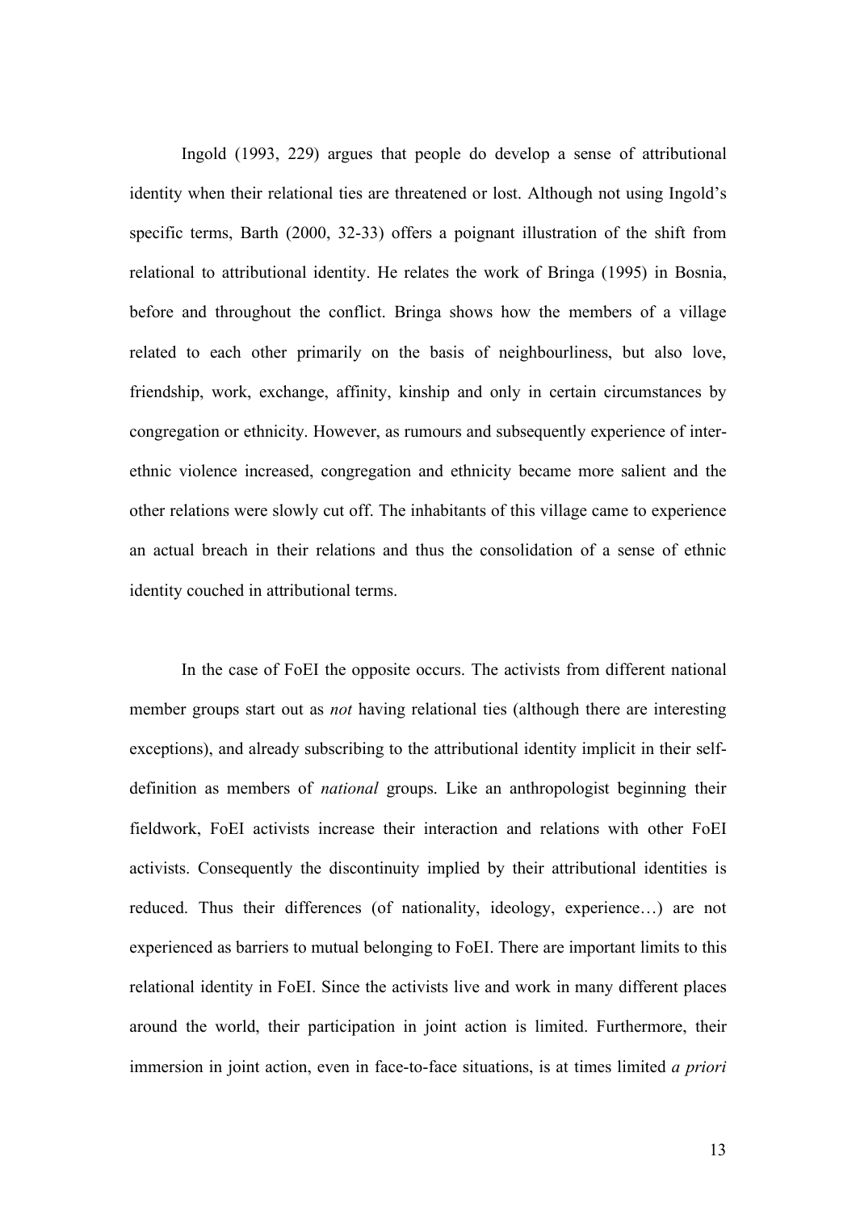Ingold (1993, 229) argues that people do develop a sense of attributional identity when their relational ties are threatened or lost. Although not using Ingold's specific terms, Barth (2000, 32-33) offers a poignant illustration of the shift from relational to attributional identity. He relates the work of Bringa (1995) in Bosnia, before and throughout the conflict. Bringa shows how the members of a village related to each other primarily on the basis of neighbourliness, but also love, friendship, work, exchange, affinity, kinship and only in certain circumstances by congregation or ethnicity. However, as rumours and subsequently experience of inter-ethnic violence increased, congregation and ethnicity became more salient and the other relations were slowly cut off. The inhabitants of this village came to experience an actual breach in their relations and thus the consolidation of a sense of ethnic identity couched in attributional terms.

In the case of FoEI the opposite occurs. The activists from different national member groups start out as *not* having relational ties (although there are interesting exceptions), and already subscribing to the attributional identity implicit in their self-definition as members of *national* groups. Like an anthropologist beginning their fieldwork, FoEI activists increase their interaction and relations with other FoEI activists. Consequently the discontinuity implied by their attributional identities is reduced. Thus their differences (of nationality, ideology, experience…) are not experienced as barriers to mutual belonging to FoEI. There are important limits to this relational identity in FoEI. Since the activists live and work in many different places around the world, their participation in joint action is limited. Furthermore, their immersion in joint action, even in face-to-face situations, is at times limited *a priori*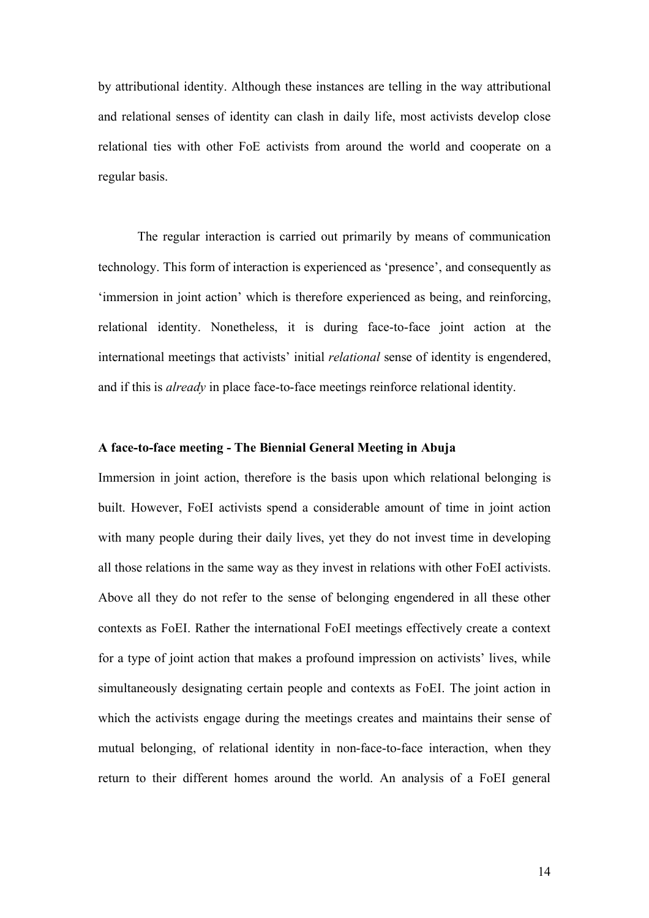by attributional identity. Although these instances are telling in the way attributional and relational senses of identity can clash in daily life, most activists develop close relational ties with other FoE activists from around the world and cooperate on a regular basis.

The regular interaction is carried out primarily by means of communication technology. This form of interaction is experienced as 'presence', and consequently as 'immersion in joint action' which is therefore experienced as being, and reinforcing, relational identity. Nonetheless, it is during face-to-face joint action at the international meetings that activists' initial *relational* sense of identity is engendered, and if this is *already* in place face-to-face meetings reinforce relational identity.

**A face-to-face meeting - The Biennial General Meeting in Abuja**

Immersion in joint action, therefore is the basis upon which relational belonging is built. However, FoEI activists spend a considerable amount of time in joint action with many people during their daily lives, yet they do not invest time in developing all those relations in the same way as they invest in relations with other FoEI activists. Above all they do not refer to the sense of belonging engendered in all these other contexts as FoEI. Rather the international FoEI meetings effectively create a context for a type of joint action that makes a profound impression on activists' lives, while simultaneously designating certain people and contexts as FoEI. The joint action in which the activists engage during the meetings creates and maintains their sense of mutual belonging, of relational identity in non-face-to-face interaction, when they return to their different homes around the world. An analysis of a FoEI general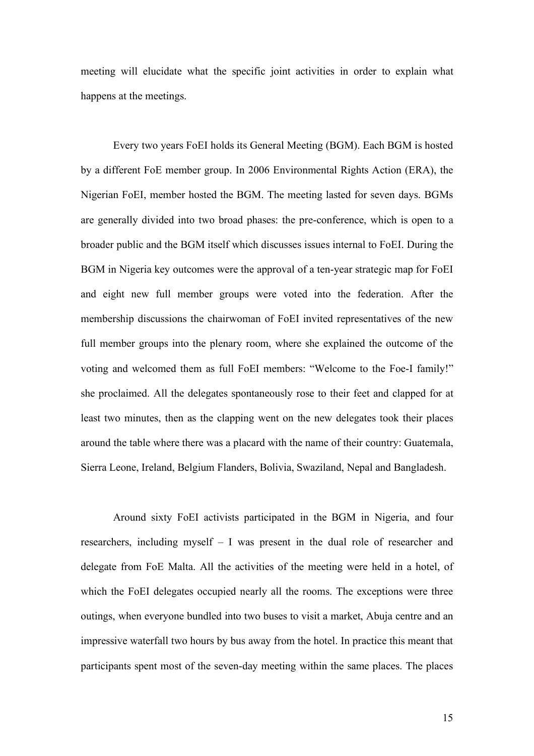meeting will elucidate what the specific joint activities in order to explain what happens at the meetings.

Every two years FoEI holds its General Meeting (BGM). Each BGM is hosted by a different FoE member group. In 2006 Environmental Rights Action (ERA), the Nigerian FoEI, member hosted the BGM. The meeting lasted for seven days. BGMs are generally divided into two broad phases: the pre-conference, which is open to a broader public and the BGM itself which discusses issues internal to FoEI. During the BGM in Nigeria key outcomes were the approval of a ten-year strategic map for FoEI and eight new full member groups were voted into the federation. After the membership discussions the chairwoman of FoEI invited representatives of the new full member groups into the plenary room, where she explained the outcome of the voting and welcomed them as full FoEI members: "Welcome to the Foe-I family!" she proclaimed. All the delegates spontaneously rose to their feet and clapped for at least two minutes, then as the clapping went on the new delegates took their places around the table where there was a placard with the name of their country: Guatemala, Sierra Leone, Ireland, Belgium Flanders, Bolivia, Swaziland, Nepal and Bangladesh.

Around sixty FoEI activists participated in the BGM in Nigeria, and four researchers, including myself – I was present in the dual role of researcher and delegate from FoE Malta. All the activities of the meeting were held in a hotel, of which the FoEI delegates occupied nearly all the rooms. The exceptions were three outings, when everyone bundled into two buses to visit a market, Abuja centre and an impressive waterfall two hours by bus away from the hotel. In practice this meant that participants spent most of the seven-day meeting within the same places. The places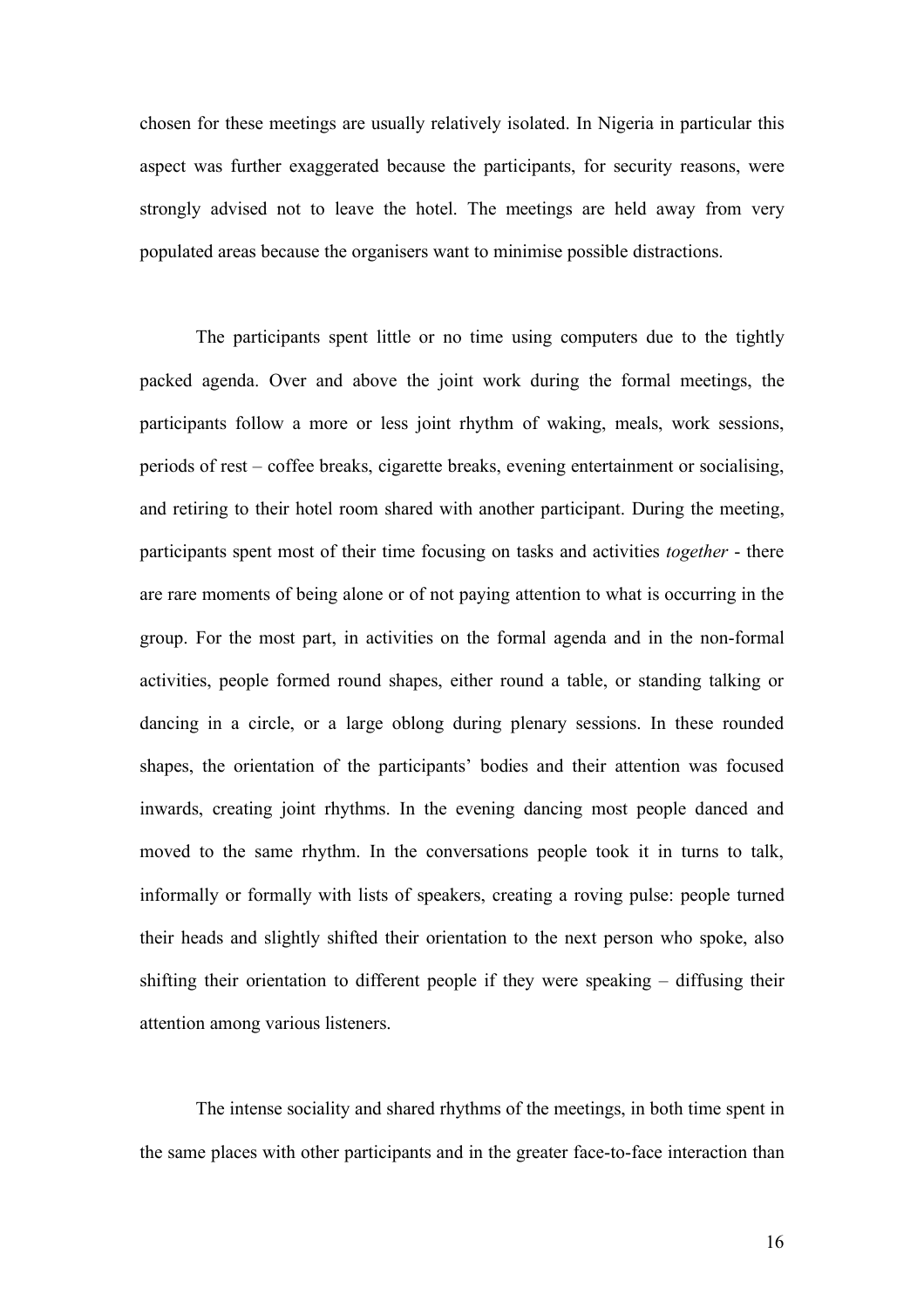chosen for these meetings are usually relatively isolated. In Nigeria in particular this aspect was further exaggerated because the participants, for security reasons, were strongly advised not to leave the hotel. The meetings are held away from very populated areas because the organisers want to minimise possible distractions.

The participants spent little or no time using computers due to the tightly packed agenda. Over and above the joint work during the formal meetings, the participants follow a more or less joint rhythm of waking, meals, work sessions, periods of rest – coffee breaks, cigarette breaks, evening entertainment or socialising, and retiring to their hotel room shared with another participant. During the meeting, participants spent most of their time focusing on tasks and activities *together* - there are rare moments of being alone or of not paying attention to what is occurring in the group. For the most part, in activities on the formal agenda and in the non-formal activities, people formed round shapes, either round a table, or standing talking or dancing in a circle, or a large oblong during plenary sessions. In these rounded shapes, the orientation of the participants' bodies and their attention was focused inwards, creating joint rhythms. In the evening dancing most people danced and moved to the same rhythm. In the conversations people took it in turns to talk, informally or formally with lists of speakers, creating a roving pulse: people turned their heads and slightly shifted their orientation to the next person who spoke, also shifting their orientation to different people if they were speaking – diffusing their attention among various listeners.

The intense sociality and shared rhythms of the meetings, in both time spent in the same places with other participants and in the greater face-to-face interaction than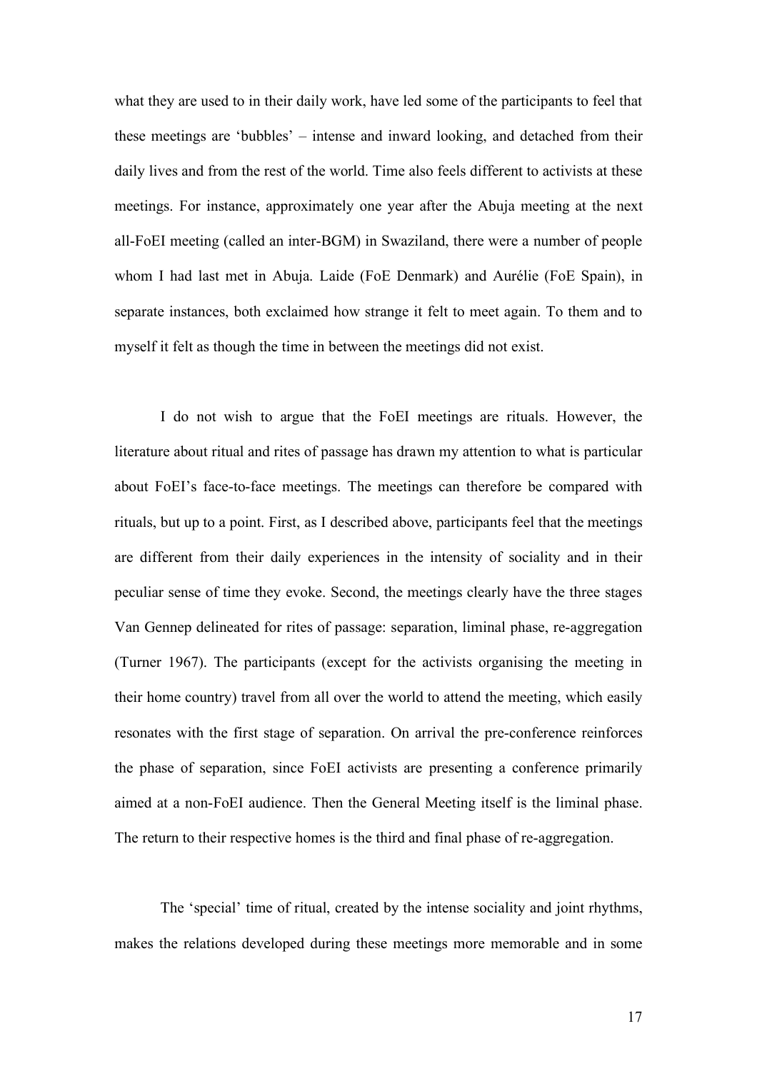what they are used to in their daily work, have led some of the participants to feel that these meetings are 'bubbles' – intense and inward looking, and detached from their daily lives and from the rest of the world. Time also feels different to activists at these meetings. For instance, approximately one year after the Abuja meeting at the next all-FoEI meeting (called an inter-BGM) in Swaziland, there were a number of people whom I had last met in Abuja. Laide (FoE Denmark) and Aurélie (FoE Spain), in separate instances, both exclaimed how strange it felt to meet again. To them and to myself it felt as though the time in between the meetings did not exist.

I do not wish to argue that the FoEI meetings are rituals. However, the literature about ritual and rites of passage has drawn my attention to what is particular about FoEI's face-to-face meetings. The meetings can therefore be compared with rituals, but up to a point. First, as I described above, participants feel that the meetings are different from their daily experiences in the intensity of sociality and in their peculiar sense of time they evoke. Second, the meetings clearly have the three stages Van Gennep delineated for rites of passage: separation, liminal phase, re-aggregation (Turner 1967). The participants (except for the activists organising the meeting in their home country) travel from all over the world to attend the meeting, which easily resonates with the first stage of separation. On arrival the pre-conference reinforces the phase of separation, since FoEI activists are presenting a conference primarily aimed at a non-FoEI audience. Then the General Meeting itself is the liminal phase. The return to their respective homes is the third and final phase of re-aggregation.

The 'special' time of ritual, created by the intense sociality and joint rhythms, makes the relations developed during these meetings more memorable and in some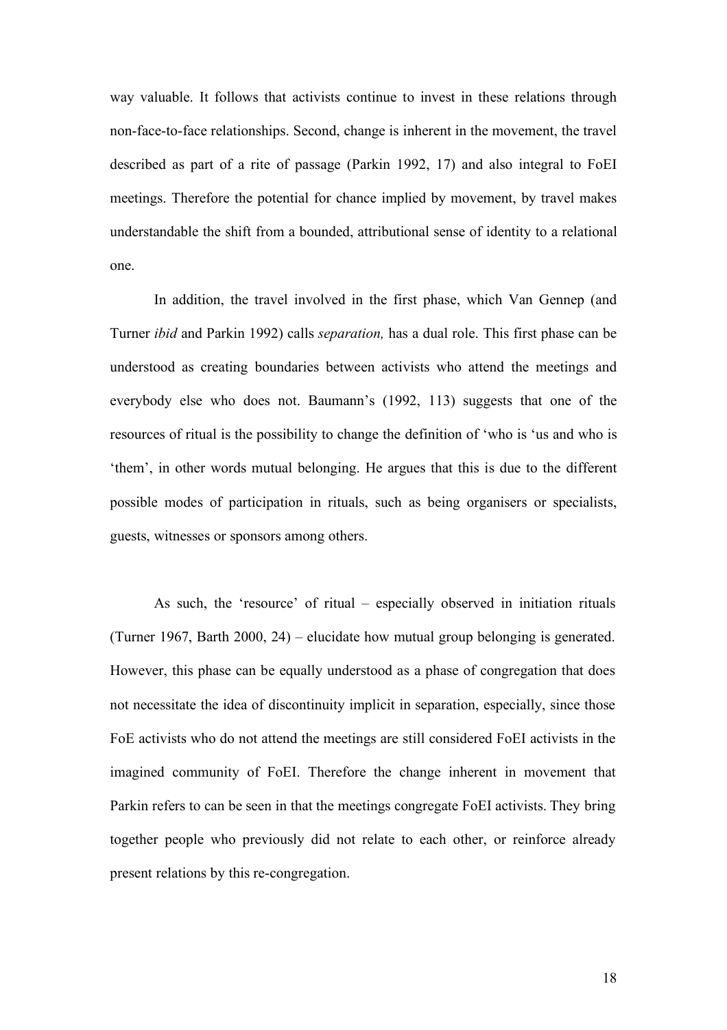way valuable. It follows that activists continue to invest in these relations through non-face-to-face relationships. Second, change is inherent in the movement, the travel described as part of a rite of passage (Parkin 1992, 17) and also integral to FoEI meetings. Therefore the potential for chance implied by movement, by travel makes understandable the shift from a bounded, attributional sense of identity to a relational one.

In addition, the travel involved in the first phase, which Van Gennep (and Turner *ibid* and Parkin 1992) calls *separation,* has a dual role. This first phase can be understood as creating boundaries between activists who attend the meetings and everybody else who does not. Baumann's (1992, 113) suggests that one of the resources of ritual is the possibility to change the definition of 'who is 'us and who is 'them', in other words mutual belonging. He argues that this is due to the different possible modes of participation in rituals, such as being organisers or specialists, guests, witnesses or sponsors among others.

As such, the 'resource' of ritual – especially observed in initiation rituals (Turner 1967, Barth 2000, 24) – elucidate how mutual group belonging is generated. However, this phase can be equally understood as a phase of congregation that does not necessitate the idea of discontinuity implicit in separation, especially, since those FoE activists who do not attend the meetings are still considered FoEI activists in the imagined community of FoEI. Therefore the change inherent in movement that Parkin refers to can be seen in that the meetings congregate FoEI activists. They bring together people who previously did not relate to each other, or reinforce already present relations by this re-congregation.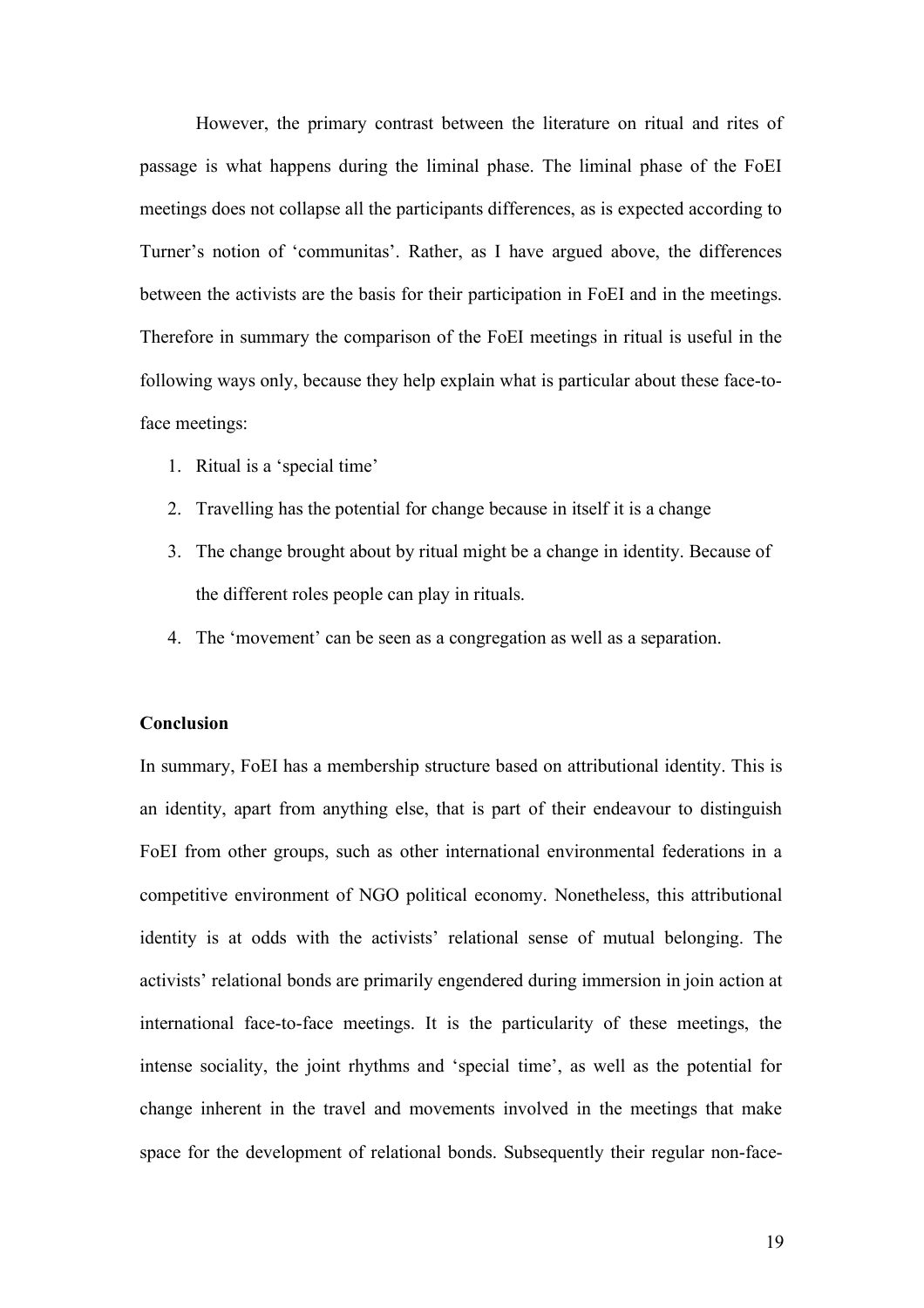However, the primary contrast between the literature on ritual and rites of passage is what happens during the liminal phase. The liminal phase of the FoEI meetings does not collapse all the participants differences, as is expected according to Turner's notion of 'communitas'. Rather, as I have argued above, the differences between the activists are the basis for their participation in FoEI and in the meetings. Therefore in summary the comparison of the FoEI meetings in ritual is useful in the following ways only, because they help explain what is particular about these face-to-face meetings:

1. Ritual is a 'special time'
2. Travelling has the potential for change because in itself it is a change
3. The change brought about by ritual might be a change in identity. Because of the different roles people can play in rituals.
4. The 'movement' can be seen as a congregation as well as a separation.

**Conclusion**

In summary, FoEI has a membership structure based on attributional identity. This is an identity, apart from anything else, that is part of their endeavour to distinguish FoEI from other groups, such as other international environmental federations in a competitive environment of NGO political economy. Nonetheless, this attributional identity is at odds with the activists' relational sense of mutual belonging. The activists' relational bonds are primarily engendered during immersion in join action at international face-to-face meetings. It is the particularity of these meetings, the intense sociality, the joint rhythms and 'special time', as well as the potential for change inherent in the travel and movements involved in the meetings that make space for the development of relational bonds. Subsequently their regular non-face-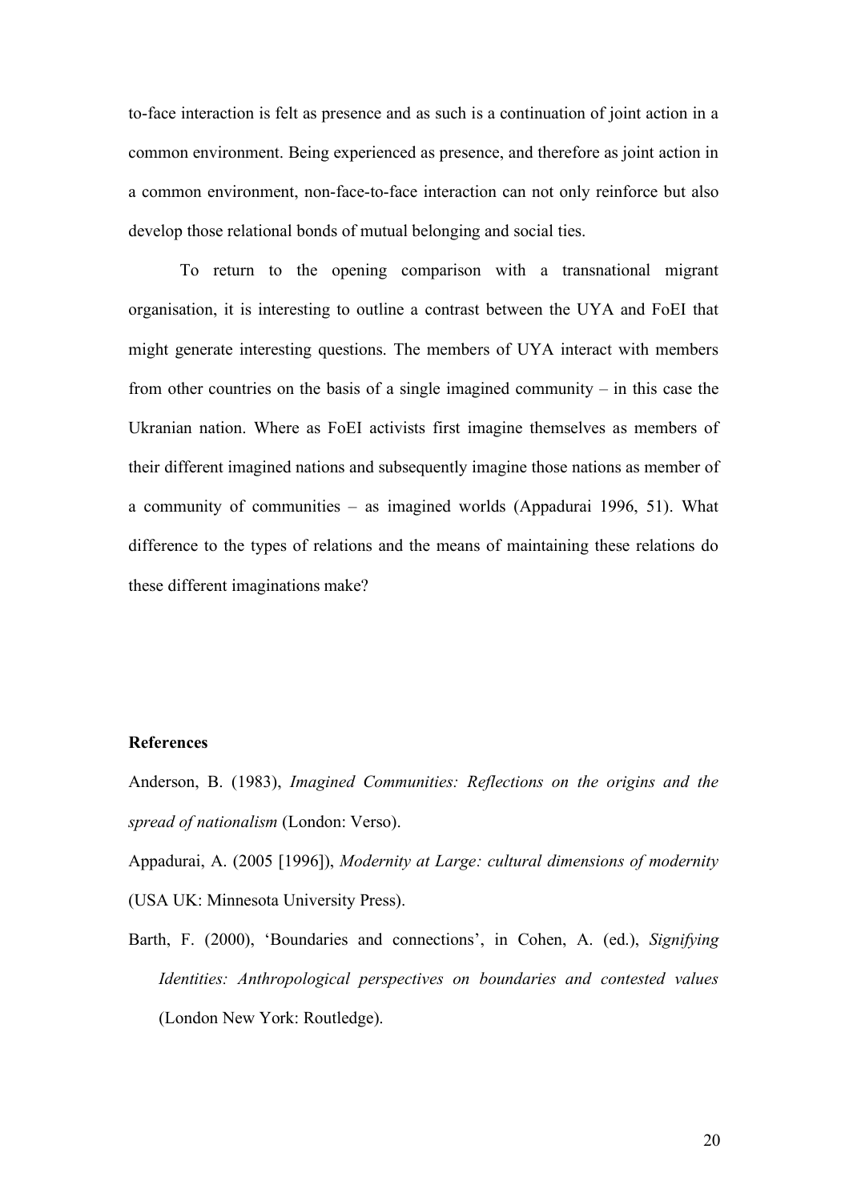to-face interaction is felt as presence and as such is a continuation of joint action in a common environment. Being experienced as presence, and therefore as joint action in a common environment, non-face-to-face interaction can not only reinforce but also develop those relational bonds of mutual belonging and social ties.

To return to the opening comparison with a transnational migrant organisation, it is interesting to outline a contrast between the UYA and FoEI that might generate interesting questions. The members of UYA interact with members from other countries on the basis of a single imagined community – in this case the Ukranian nation. Where as FoEI activists first imagine themselves as members of their different imagined nations and subsequently imagine those nations as member of a community of communities – as imagined worlds (Appadurai 1996, 51). What difference to the types of relations and the means of maintaining these relations do these different imaginations make?

**References**

Anderson, B. (1983), *Imagined Communities: Reflections on the origins and the spread of nationalism* (London: Verso).

Appadurai, A. (2005 [1996]), *Modernity at Large: cultural dimensions of modernity* (USA UK: Minnesota University Press).

Barth, F. (2000), 'Boundaries and connections', in Cohen, A. (ed.), *Signifying Identities: Anthropological perspectives on boundaries and contested values* (London New York: Routledge).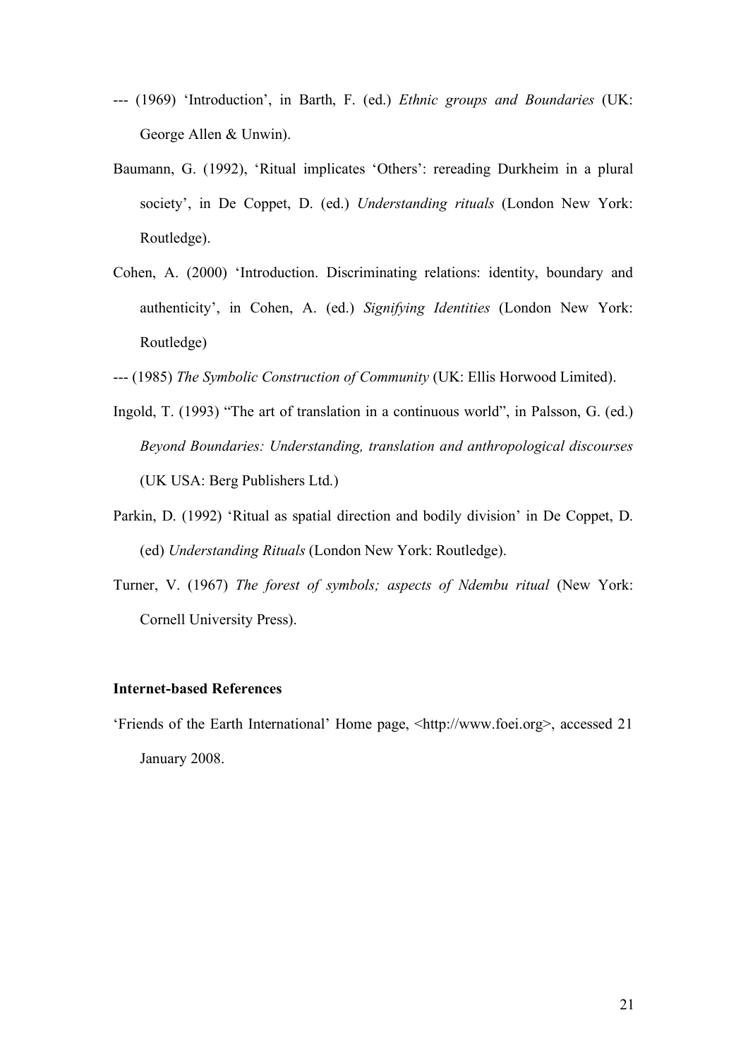--- (1969) 'Introduction', in Barth, F. (ed.) *Ethnic groups and Boundaries* (UK: George Allen & Unwin).

Baumann, G. (1992), 'Ritual implicates 'Others': rereading Durkheim in a plural society', in De Coppet, D. (ed.) *Understanding rituals* (London New York: Routledge).

Cohen, A. (2000) 'Introduction. Discriminating relations: identity, boundary and authenticity', in Cohen, A. (ed.) *Signifying Identities* (London New York: Routledge)

--- (1985) *The Symbolic Construction of Community* (UK: Ellis Horwood Limited).

Ingold, T. (1993) "The art of translation in a continuous world", in Palsson, G. (ed.) *Beyond Boundaries: Understanding, translation and anthropological discourses* (UK USA: Berg Publishers Ltd.)

Parkin, D. (1992) 'Ritual as spatial direction and bodily division' in De Coppet, D. (ed) *Understanding Rituals* (London New York: Routledge).

Turner, V. (1967) *The forest of symbols; aspects of Ndembu ritual* (New York: Cornell University Press).

**Internet-based References**

'Friends of the Earth International' Home page, <http://www.foei.org>, accessed 21 January 2008.